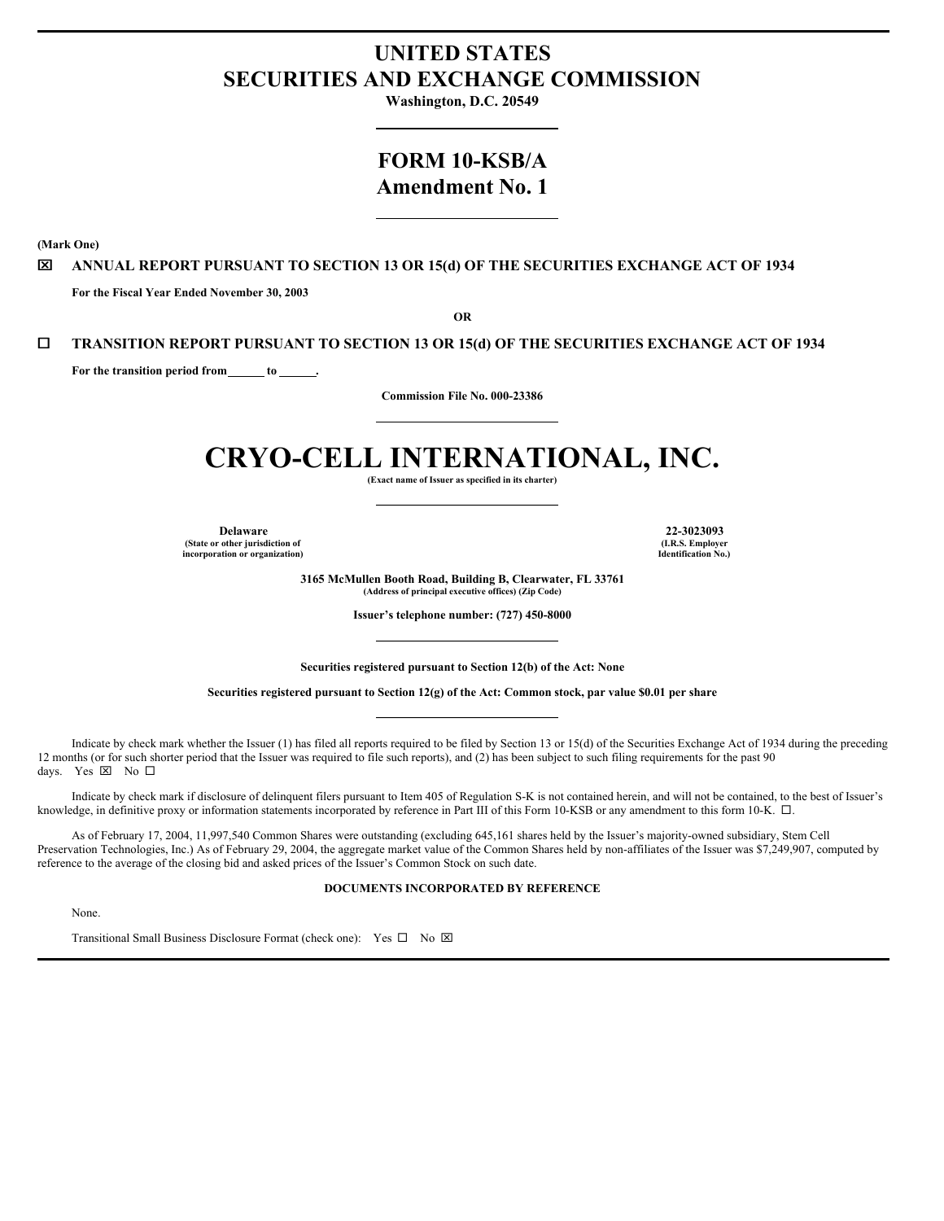# UNITED STATES
# SECURITIES AND EXCHANGE COMMISSION

**Washington, D.C. 20549**

---

# FORM 10-KSB/A
## Amendment No. 1

---

**(Mark One)**

☒ **ANNUAL REPORT PURSUANT TO SECTION 13 OR 15(d) OF THE SECURITIES EXCHANGE ACT OF 1934**

**For the Fiscal Year Ended November 30, 2003**

**OR**

☐ **TRANSITION REPORT PURSUANT TO SECTION 13 OR 15(d) OF THE SECURITIES EXCHANGE ACT OF 1934**

**For the transition period from ______ to ______.**

**Commission File No. 000-23386**

---

# CRYO-CELL INTERNATIONAL, INC.

**(Exact name of Issuer as specified in its charter)**

---

| **Delaware** | **22-3023093** |
|---|---|
| **(State or other jurisdiction of incorporation or organization)** | **(I.R.S. Employer Identification No.)** |

**3165 McMullen Booth Road, Building B, Clearwater, FL 33761**
**(Address of principal executive offices) (Zip Code)**

**Issuer's telephone number: (727) 450-8000**

---

**Securities registered pursuant to Section 12(b) of the Act: None**

**Securities registered pursuant to Section 12(g) of the Act: Common stock, par value $0.01 per share**

---

Indicate by check mark whether the Issuer (1) has filed all reports required to be filed by Section 13 or 15(d) of the Securities Exchange Act of 1934 during the preceding 12 months (or for such shorter period that the Issuer was required to file such reports), and (2) has been subject to such filing requirements for the past 90 days. Yes ☒ No ☐

Indicate by check mark if disclosure of delinquent filers pursuant to Item 405 of Regulation S-K is not contained herein, and will not be contained, to the best of Issuer's knowledge, in definitive proxy or information statements incorporated by reference in Part III of this Form 10-KSB or any amendment to this form 10-K. ☐.

As of February 17, 2004, 11,997,540 Common Shares were outstanding (excluding 645,161 shares held by the Issuer's majority-owned subsidiary, Stem Cell Preservation Technologies, Inc.) As of February 29, 2004, the aggregate market value of the Common Shares held by non-affiliates of the Issuer was $7,249,907, computed by reference to the average of the closing bid and asked prices of the Issuer's Common Stock on such date.

**DOCUMENTS INCORPORATED BY REFERENCE**

None.

Transitional Small Business Disclosure Format (check one): Yes ☐ No ☒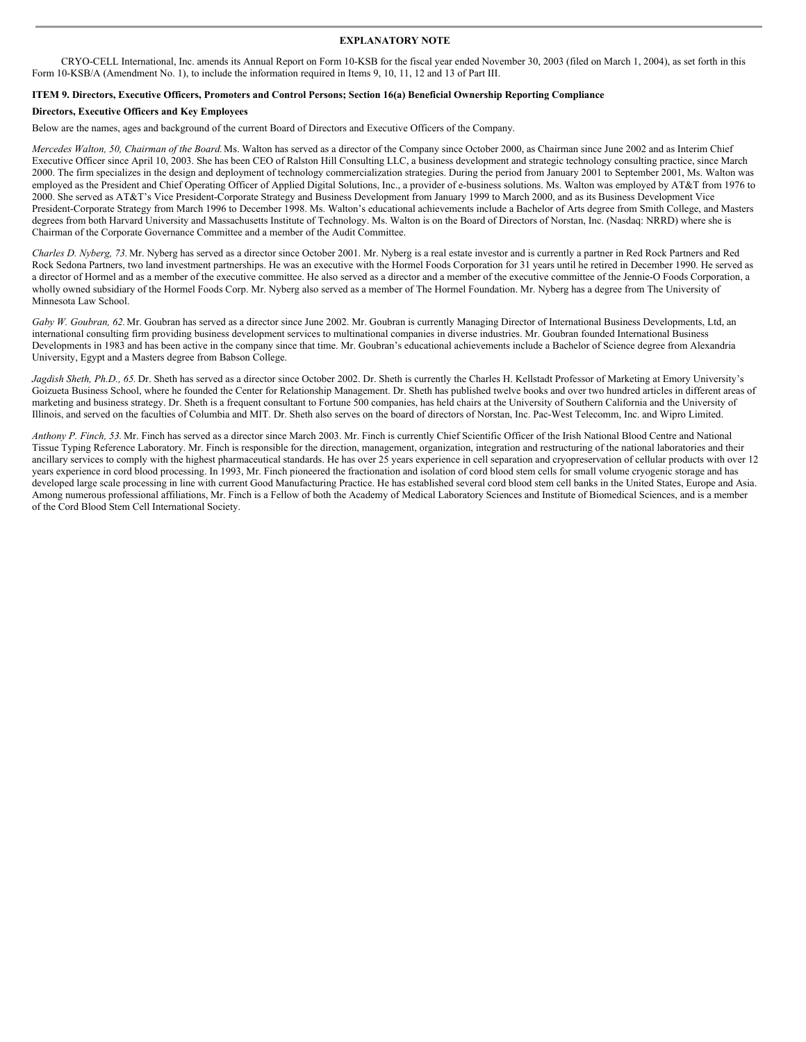## EXPLANATORY NOTE

CRYO-CELL International, Inc. amends its Annual Report on Form 10-KSB for the fiscal year ended November 30, 2003 (filed on March 1, 2004), as set forth in this Form 10-KSB/A (Amendment No. 1), to include the information required in Items 9, 10, 11, 12 and 13 of Part III.

### ITEM 9. Directors, Executive Officers, Promoters and Control Persons; Section 16(a) Beneficial Ownership Reporting Compliance

**Directors, Executive Officers and Key Employees**

Below are the names, ages and background of the current Board of Directors and Executive Officers of the Company.

*Mercedes Walton, 50, Chairman of the Board.* Ms. Walton has served as a director of the Company since October 2000, as Chairman since June 2002 and as Interim Chief Executive Officer since April 10, 2003. She has been CEO of Ralston Hill Consulting LLC, a business development and strategic technology consulting practice, since March 2000. The firm specializes in the design and deployment of technology commercialization strategies. During the period from January 2001 to September 2001, Ms. Walton was employed as the President and Chief Operating Officer of Applied Digital Solutions, Inc., a provider of e-business solutions. Ms. Walton was employed by AT&T from 1976 to 2000. She served as AT&T's Vice President-Corporate Strategy and Business Development from January 1999 to March 2000, and as its Business Development Vice President-Corporate Strategy from March 1996 to December 1998. Ms. Walton's educational achievements include a Bachelor of Arts degree from Smith College, and Masters degrees from both Harvard University and Massachusetts Institute of Technology. Ms. Walton is on the Board of Directors of Norstan, Inc. (Nasdaq: NRRD) where she is Chairman of the Corporate Governance Committee and a member of the Audit Committee.

*Charles D. Nyberg, 73.* Mr. Nyberg has served as a director since October 2001. Mr. Nyberg is a real estate investor and is currently a partner in Red Rock Partners and Red Rock Sedona Partners, two land investment partnerships. He was an executive with the Hormel Foods Corporation for 31 years until he retired in December 1990. He served as a director of Hormel and as a member of the executive committee. He also served as a director and a member of the executive committee of the Jennie-O Foods Corporation, a wholly owned subsidiary of the Hormel Foods Corp. Mr. Nyberg also served as a member of The Hormel Foundation. Mr. Nyberg has a degree from The University of Minnesota Law School.

*Gaby W. Goubran, 62.* Mr. Goubran has served as a director since June 2002. Mr. Goubran is currently Managing Director of International Business Developments, Ltd, an international consulting firm providing business development services to multinational companies in diverse industries. Mr. Goubran founded International Business Developments in 1983 and has been active in the company since that time. Mr. Goubran's educational achievements include a Bachelor of Science degree from Alexandria University, Egypt and a Masters degree from Babson College.

*Jagdish Sheth, Ph.D., 65.* Dr. Sheth has served as a director since October 2002. Dr. Sheth is currently the Charles H. Kellstadt Professor of Marketing at Emory University's Goizueta Business School, where he founded the Center for Relationship Management. Dr. Sheth has published twelve books and over two hundred articles in different areas of marketing and business strategy. Dr. Sheth is a frequent consultant to Fortune 500 companies, has held chairs at the University of Southern California and the University of Illinois, and served on the faculties of Columbia and MIT. Dr. Sheth also serves on the board of directors of Norstan, Inc. Pac-West Telecomm, Inc. and Wipro Limited.

*Anthony P. Finch, 53.* Mr. Finch has served as a director since March 2003. Mr. Finch is currently Chief Scientific Officer of the Irish National Blood Centre and National Tissue Typing Reference Laboratory. Mr. Finch is responsible for the direction, management, organization, integration and restructuring of the national laboratories and their ancillary services to comply with the highest pharmaceutical standards. He has over 25 years experience in cell separation and cryopreservation of cellular products with over 12 years experience in cord blood processing. In 1993, Mr. Finch pioneered the fractionation and isolation of cord blood stem cells for small volume cryogenic storage and has developed large scale processing in line with current Good Manufacturing Practice. He has established several cord blood stem cell banks in the United States, Europe and Asia. Among numerous professional affiliations, Mr. Finch is a Fellow of both the Academy of Medical Laboratory Sciences and Institute of Biomedical Sciences, and is a member of the Cord Blood Stem Cell International Society.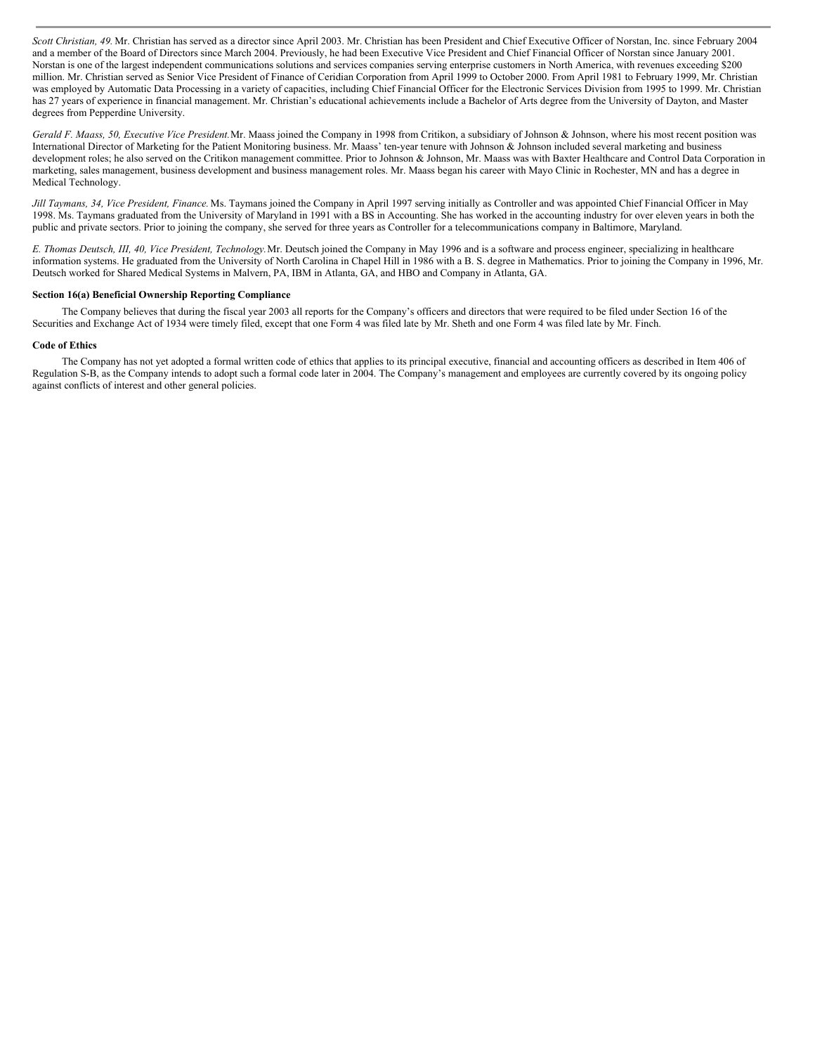*Scott Christian, 49.* Mr. Christian has served as a director since April 2003. Mr. Christian has been President and Chief Executive Officer of Norstan, Inc. since February 2004 and a member of the Board of Directors since March 2004. Previously, he had been Executive Vice President and Chief Financial Officer of Norstan since January 2001. Norstan is one of the largest independent communications solutions and services companies serving enterprise customers in North America, with revenues exceeding $200 million. Mr. Christian served as Senior Vice President of Finance of Ceridian Corporation from April 1999 to October 2000. From April 1981 to February 1999, Mr. Christian was employed by Automatic Data Processing in a variety of capacities, including Chief Financial Officer for the Electronic Services Division from 1995 to 1999. Mr. Christian has 27 years of experience in financial management. Mr. Christian's educational achievements include a Bachelor of Arts degree from the University of Dayton, and Master degrees from Pepperdine University.

*Gerald F. Maass, 50, Executive Vice President.* Mr. Maass joined the Company in 1998 from Critikon, a subsidiary of Johnson & Johnson, where his most recent position was International Director of Marketing for the Patient Monitoring business. Mr. Maass' ten-year tenure with Johnson & Johnson included several marketing and business development roles; he also served on the Critikon management committee. Prior to Johnson & Johnson, Mr. Maass was with Baxter Healthcare and Control Data Corporation in marketing, sales management, business development and business management roles. Mr. Maass began his career with Mayo Clinic in Rochester, MN and has a degree in Medical Technology.

*Jill Taymans, 34, Vice President, Finance.* Ms. Taymans joined the Company in April 1997 serving initially as Controller and was appointed Chief Financial Officer in May 1998. Ms. Taymans graduated from the University of Maryland in 1991 with a BS in Accounting. She has worked in the accounting industry for over eleven years in both the public and private sectors. Prior to joining the company, she served for three years as Controller for a telecommunications company in Baltimore, Maryland.

*E. Thomas Deutsch, III, 40, Vice President, Technology.* Mr. Deutsch joined the Company in May 1996 and is a software and process engineer, specializing in healthcare information systems. He graduated from the University of North Carolina in Chapel Hill in 1986 with a B. S. degree in Mathematics. Prior to joining the Company in 1996, Mr. Deutsch worked for Shared Medical Systems in Malvern, PA, IBM in Atlanta, GA, and HBO and Company in Atlanta, GA.

**Section 16(a) Beneficial Ownership Reporting Compliance**

The Company believes that during the fiscal year 2003 all reports for the Company's officers and directors that were required to be filed under Section 16 of the Securities and Exchange Act of 1934 were timely filed, except that one Form 4 was filed late by Mr. Sheth and one Form 4 was filed late by Mr. Finch.

**Code of Ethics**

The Company has not yet adopted a formal written code of ethics that applies to its principal executive, financial and accounting officers as described in Item 406 of Regulation S-B, as the Company intends to adopt such a formal code later in 2004. The Company's management and employees are currently covered by its ongoing policy against conflicts of interest and other general policies.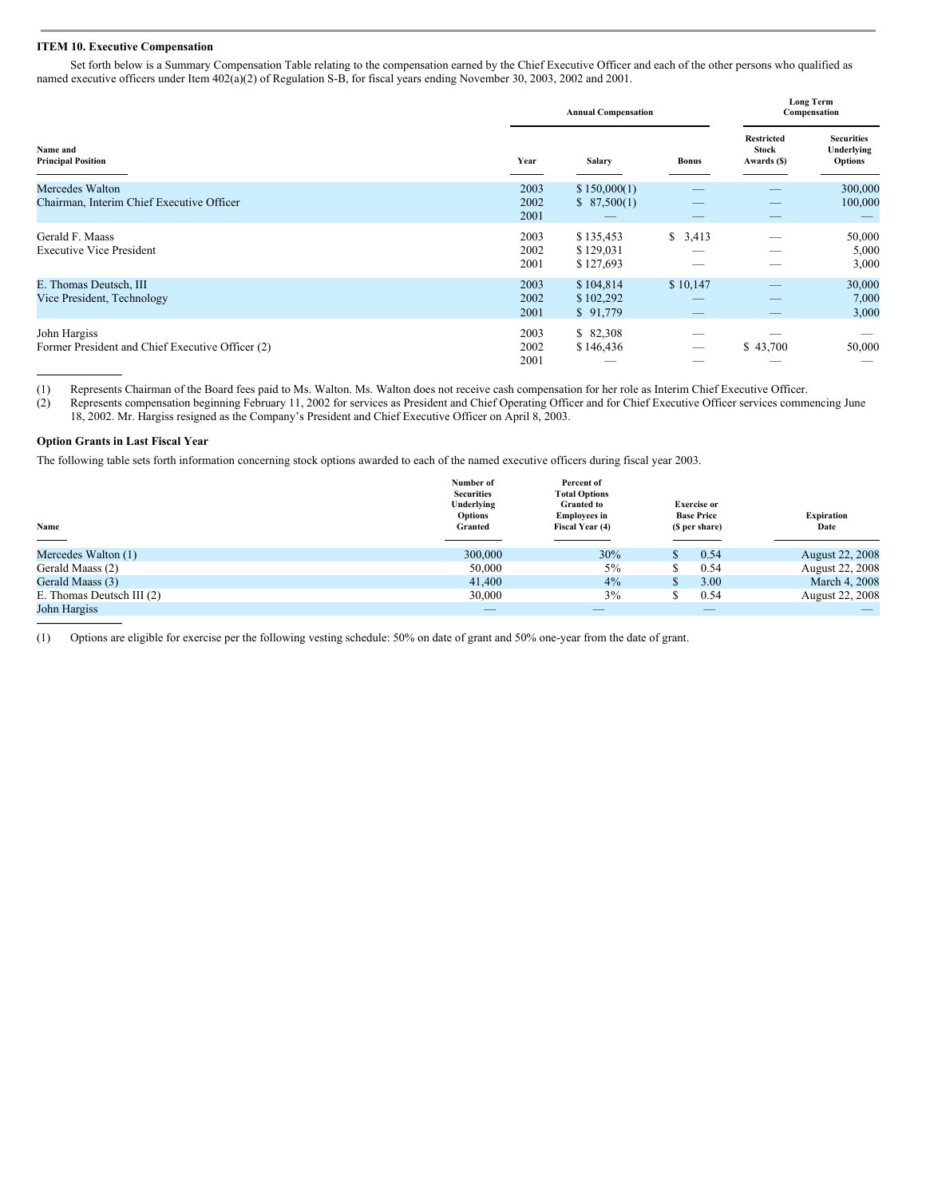### ITEM 10. Executive Compensation

Set forth below is a Summary Compensation Table relating to the compensation earned by the Chief Executive Officer and each of the other persons who qualified as named executive officers under Item 402(a)(2) of Regulation S-B, for fiscal years ending November 30, 2003, 2002 and 2001.

| Name and Principal Position | Annual Compensation | | | Long Term Compensation | |
|---|---|---|---|---|---|
| | Year | Salary | Bonus | Restricted Stock Awards ($) | Securities Underlying Options |
| Mercedes Walton<br>Chairman, Interim Chief Executive Officer | 2003 | $ 150,000(1) | — | — | 300,000 |
| | 2002 | $ 87,500(1) | — | — | 100,000 |
| | 2001 | — | — | — | — |
| Gerald F. Maass<br>Executive Vice President | 2003 | $ 135,453 | $ 3,413 | — | 50,000 |
| | 2002 | $ 129,031 | — | — | 5,000 |
| | 2001 | $ 127,693 | — | — | 3,000 |
| E. Thomas Deutsch, III<br>Vice President, Technology | 2003 | $ 104,814 | $ 10,147 | — | 30,000 |
| | 2002 | $ 102,292 | — | — | 7,000 |
| | 2001 | $ 91,779 | — | — | 3,000 |
| John Hargiss<br>Former President and Chief Executive Officer (2) | 2003 | $ 82,308 | — | — | — |
| | 2002 | $ 146,436 | — | $ 43,700 | 50,000 |
| | 2001 | — | — | — | — |

(1) Represents Chairman of the Board fees paid to Ms. Walton. Ms. Walton does not receive cash compensation for her role as Interim Chief Executive Officer.

(2) Represents compensation beginning February 11, 2002 for services as President and Chief Operating Officer and for Chief Executive Officer services commencing June 18, 2002. Mr. Hargiss resigned as the Company's President and Chief Executive Officer on April 8, 2003.

### Option Grants in Last Fiscal Year

The following table sets forth information concerning stock options awarded to each of the named executive officers during fiscal year 2003.

| Name | Number of Securities Underlying Options Granted | Percent of Total Options Granted to Employees in Fiscal Year (4) | Exercise or Base Price ($ per share) | Expiration Date |
|---|---|---|---|---|
| Mercedes Walton (1) | 300,000 | 30% | $ 0.54 | August 22, 2008 |
| Gerald Maass (2) | 50,000 | 5% | $ 0.54 | August 22, 2008 |
| Gerald Maass (3) | 41,400 | 4% | $ 3.00 | March 4, 2008 |
| E. Thomas Deutsch III (2) | 30,000 | 3% | $ 0.54 | August 22, 2008 |
| John Hargiss | — | — | — | — |

(1) Options are eligible for exercise per the following vesting schedule: 50% on date of grant and 50% one-year from the date of grant.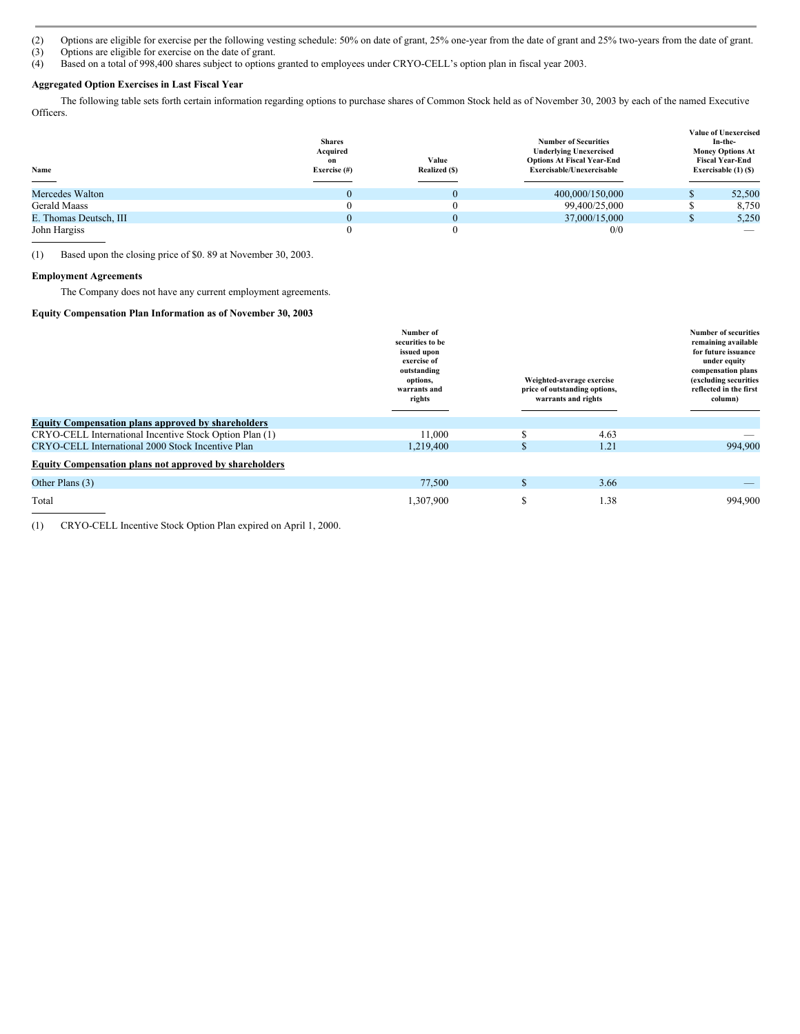(2) Options are eligible for exercise per the following vesting schedule: 50% on date of grant, 25% one-year from the date of grant and 25% two-years from the date of grant.
(3) Options are eligible for exercise on the date of grant.
(4) Based on a total of 998,400 shares subject to options granted to employees under CRYO-CELL's option plan in fiscal year 2003.

**Aggregated Option Exercises in Last Fiscal Year**

The following table sets forth certain information regarding options to purchase shares of Common Stock held as of November 30, 2003 by each of the named Executive Officers.

| Name | Shares Acquired on Exercise (#) | Value Realized ($) | Number of Securities Underlying Unexercised Options At Fiscal Year-End Exercisable/Unexercisable | Value of Unexercised In-the-Money Options At Fiscal Year-End Exercisable (1) ($) |
|---|---|---|---|---|
| Mercedes Walton | 0 | 0 | 400,000/150,000 | $ 52,500 |
| Gerald Maass | 0 | 0 | 99,400/25,000 | $ 8,750 |
| E. Thomas Deutsch, III | 0 | 0 | 37,000/15,000 | $ 5,250 |
| John Hargiss | 0 | 0 | 0/0 | — |

(1) Based upon the closing price of $0. 89 at November 30, 2003.

**Employment Agreements**

The Company does not have any current employment agreements.

**Equity Compensation Plan Information as of November 30, 2003**

| | Number of securities to be issued upon exercise of outstanding options, warrants and rights | Weighted-average exercise price of outstanding options, warrants and rights | Number of securities remaining available for future issuance under equity compensation plans (excluding securities reflected in the first column) |
|---|---|---|---|
| **Equity Compensation plans approved by shareholders** | | | |
| CRYO-CELL International Incentive Stock Option Plan (1) | 11,000 | $ 4.63 | — |
| CRYO-CELL International 2000 Stock Incentive Plan | 1,219,400 | $ 1.21 | 994,900 |
| **Equity Compensation plans not approved by shareholders** | | | |
| Other Plans (3) | 77,500 | $ 3.66 | — |
| Total | 1,307,900 | $ 1.38 | 994,900 |

(1) CRYO-CELL Incentive Stock Option Plan expired on April 1, 2000.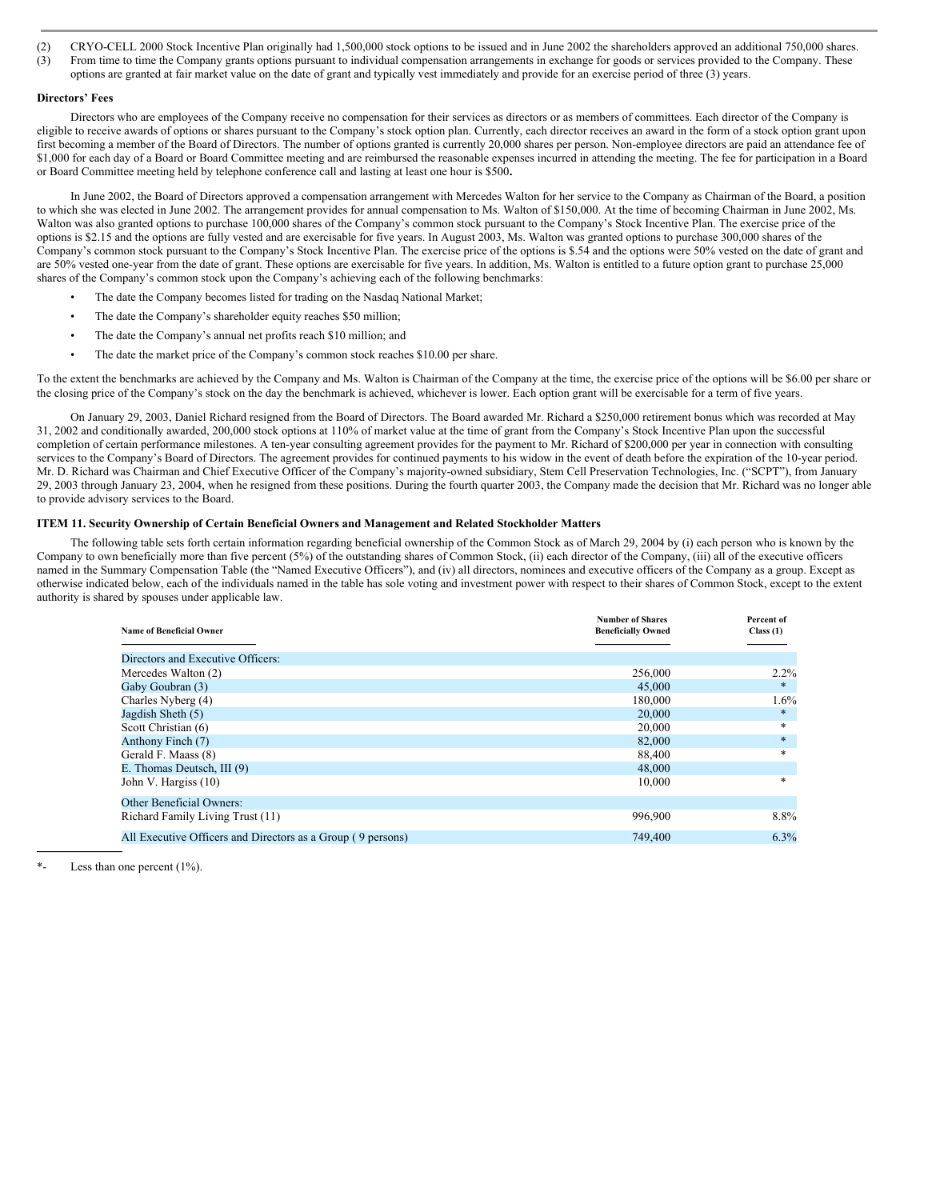(2) CRYO-CELL 2000 Stock Incentive Plan originally had 1,500,000 stock options to be issued and in June 2002 the shareholders approved an additional 750,000 shares.

(3) From time to time the Company grants options pursuant to individual compensation arrangements in exchange for goods or services provided to the Company. These options are granted at fair market value on the date of grant and typically vest immediately and provide for an exercise period of three (3) years.

**Directors' Fees**

Directors who are employees of the Company receive no compensation for their services as directors or as members of committees. Each director of the Company is eligible to receive awards of options or shares pursuant to the Company's stock option plan. Currently, each director receives an award in the form of a stock option grant upon first becoming a member of the Board of Directors. The number of options granted is currently 20,000 shares per person. Non-employee directors are paid an attendance fee of $1,000 for each day of a Board or Board Committee meeting and are reimbursed the reasonable expenses incurred in attending the meeting. The fee for participation in a Board or Board Committee meeting held by telephone conference call and lasting at least one hour is $500**.**

In June 2002, the Board of Directors approved a compensation arrangement with Mercedes Walton for her service to the Company as Chairman of the Board, a position to which she was elected in June 2002. The arrangement provides for annual compensation to Ms. Walton of $150,000. At the time of becoming Chairman in June 2002, Ms. Walton was also granted options to purchase 100,000 shares of the Company's common stock pursuant to the Company's Stock Incentive Plan. The exercise price of the options is $2.15 and the options are fully vested and are exercisable for five years. In August 2003, Ms. Walton was granted options to purchase 300,000 shares of the Company's common stock pursuant to the Company's Stock Incentive Plan. The exercise price of the options is $.54 and the options were 50% vested on the date of grant and are 50% vested one-year from the date of grant. These options are exercisable for five years. In addition, Ms. Walton is entitled to a future option grant to purchase 25,000 shares of the Company's common stock upon the Company's achieving each of the following benchmarks:

- The date the Company becomes listed for trading on the Nasdaq National Market;
- The date the Company's shareholder equity reaches $50 million;
- The date the Company's annual net profits reach $10 million; and
- The date the market price of the Company's common stock reaches $10.00 per share.

To the extent the benchmarks are achieved by the Company and Ms. Walton is Chairman of the Company at the time, the exercise price of the options will be $6.00 per share or the closing price of the Company's stock on the day the benchmark is achieved, whichever is lower. Each option grant will be exercisable for a term of five years.

On January 29, 2003, Daniel Richard resigned from the Board of Directors. The Board awarded Mr. Richard a $250,000 retirement bonus which was recorded at May 31, 2002 and conditionally awarded, 200,000 stock options at 110% of market value at the time of grant from the Company's Stock Incentive Plan upon the successful completion of certain performance milestones. A ten-year consulting agreement provides for the payment to Mr. Richard of $200,000 per year in connection with consulting services to the Company's Board of Directors. The agreement provides for continued payments to his widow in the event of death before the expiration of the 10-year period. Mr. D. Richard was Chairman and Chief Executive Officer of the Company's majority-owned subsidiary, Stem Cell Preservation Technologies, Inc. ("SCPT"), from January 29, 2003 through January 23, 2004, when he resigned from these positions. During the fourth quarter 2003, the Company made the decision that Mr. Richard was no longer able to provide advisory services to the Board.

**ITEM 11. Security Ownership of Certain Beneficial Owners and Management and Related Stockholder Matters**

The following table sets forth certain information regarding beneficial ownership of the Common Stock as of March 29, 2004 by (i) each person who is known by the Company to own beneficially more than five percent (5%) of the outstanding shares of Common Stock, (ii) each director of the Company, (iii) all of the executive officers named in the Summary Compensation Table (the "Named Executive Officers"), and (iv) all directors, nominees and executive officers of the Company as a group. Except as otherwise indicated below, each of the individuals named in the table has sole voting and investment power with respect to their shares of Common Stock, except to the extent authority is shared by spouses under applicable law.

| Name of Beneficial Owner | Number of Shares Beneficially Owned | Percent of Class (1) |
|---|---|---|
| Directors and Executive Officers: | | |
| Mercedes Walton (2) | 256,000 | 2.2% |
| Gaby Goubran (3) | 45,000 | * |
| Charles Nyberg (4) | 180,000 | 1.6% |
| Jagdish Sheth (5) | 20,000 | * |
| Scott Christian (6) | 20,000 | * |
| Anthony Finch (7) | 82,000 | * |
| Gerald F. Maass (8) | 88,400 | * |
| E. Thomas Deutsch, III (9) | 48,000 | |
| John V. Hargiss (10) | 10,000 | * |
| Other Beneficial Owners: | | |
| Richard Family Living Trust (11) | 996,900 | 8.8% |
| All Executive Officers and Directors as a Group ( 9 persons) | 749,400 | 6.3% |

*- Less than one percent (1%).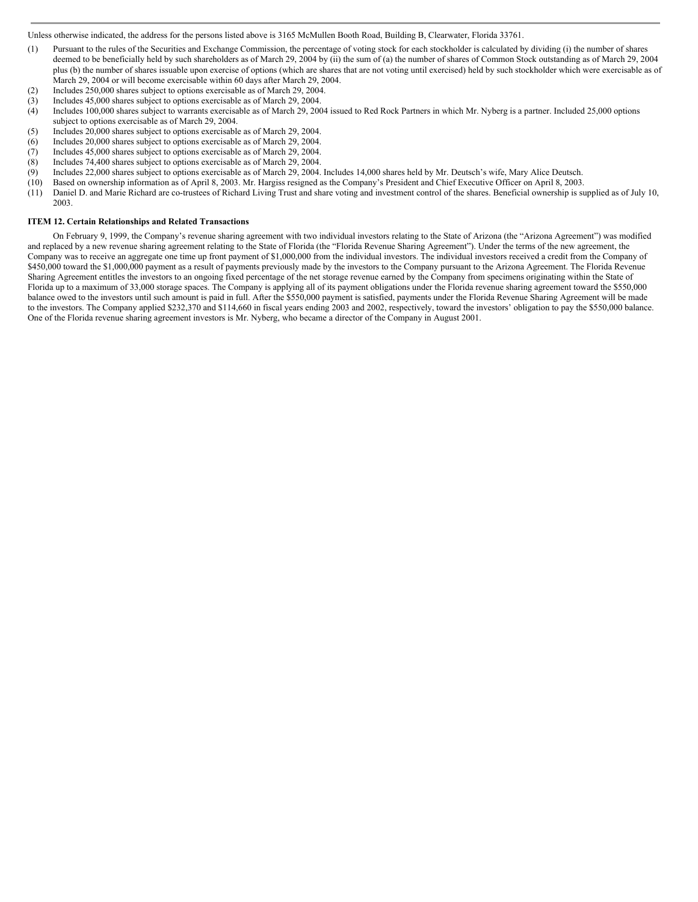Unless otherwise indicated, the address for the persons listed above is 3165 McMullen Booth Road, Building B, Clearwater, Florida 33761.

(1) Pursuant to the rules of the Securities and Exchange Commission, the percentage of voting stock for each stockholder is calculated by dividing (i) the number of shares deemed to be beneficially held by such shareholders as of March 29, 2004 by (ii) the sum of (a) the number of shares of Common Stock outstanding as of March 29, 2004 plus (b) the number of shares issuable upon exercise of options (which are shares that are not voting until exercised) held by such stockholder which were exercisable as of March 29, 2004 or will become exercisable within 60 days after March 29, 2004.

(2) Includes 250,000 shares subject to options exercisable as of March 29, 2004.

(3) Includes 45,000 shares subject to options exercisable as of March 29, 2004.

(4) Includes 100,000 shares subject to warrants exercisable as of March 29, 2004 issued to Red Rock Partners in which Mr. Nyberg is a partner. Included 25,000 options subject to options exercisable as of March 29, 2004.

(5) Includes 20,000 shares subject to options exercisable as of March 29, 2004.

(6) Includes 20,000 shares subject to options exercisable as of March 29, 2004.

(7) Includes 45,000 shares subject to options exercisable as of March 29, 2004.

(8) Includes 74,400 shares subject to options exercisable as of March 29, 2004.

(9) Includes 22,000 shares subject to options exercisable as of March 29, 2004. Includes 14,000 shares held by Mr. Deutsch's wife, Mary Alice Deutsch.

(10) Based on ownership information as of April 8, 2003. Mr. Hargiss resigned as the Company's President and Chief Executive Officer on April 8, 2003.

(11) Daniel D. and Marie Richard are co-trustees of Richard Living Trust and share voting and investment control of the shares. Beneficial ownership is supplied as of July 10, 2003.

**ITEM 12. Certain Relationships and Related Transactions**

On February 9, 1999, the Company's revenue sharing agreement with two individual investors relating to the State of Arizona (the "Arizona Agreement") was modified and replaced by a new revenue sharing agreement relating to the State of Florida (the "Florida Revenue Sharing Agreement"). Under the terms of the new agreement, the Company was to receive an aggregate one time up front payment of $1,000,000 from the individual investors. The individual investors received a credit from the Company of $450,000 toward the $1,000,000 payment as a result of payments previously made by the investors to the Company pursuant to the Arizona Agreement. The Florida Revenue Sharing Agreement entitles the investors to an ongoing fixed percentage of the net storage revenue earned by the Company from specimens originating within the State of Florida up to a maximum of 33,000 storage spaces. The Company is applying all of its payment obligations under the Florida revenue sharing agreement toward the $550,000 balance owed to the investors until such amount is paid in full. After the $550,000 payment is satisfied, payments under the Florida Revenue Sharing Agreement will be made to the investors. The Company applied $232,370 and $114,660 in fiscal years ending 2003 and 2002, respectively, toward the investors' obligation to pay the $550,000 balance. One of the Florida revenue sharing agreement investors is Mr. Nyberg, who became a director of the Company in August 2001.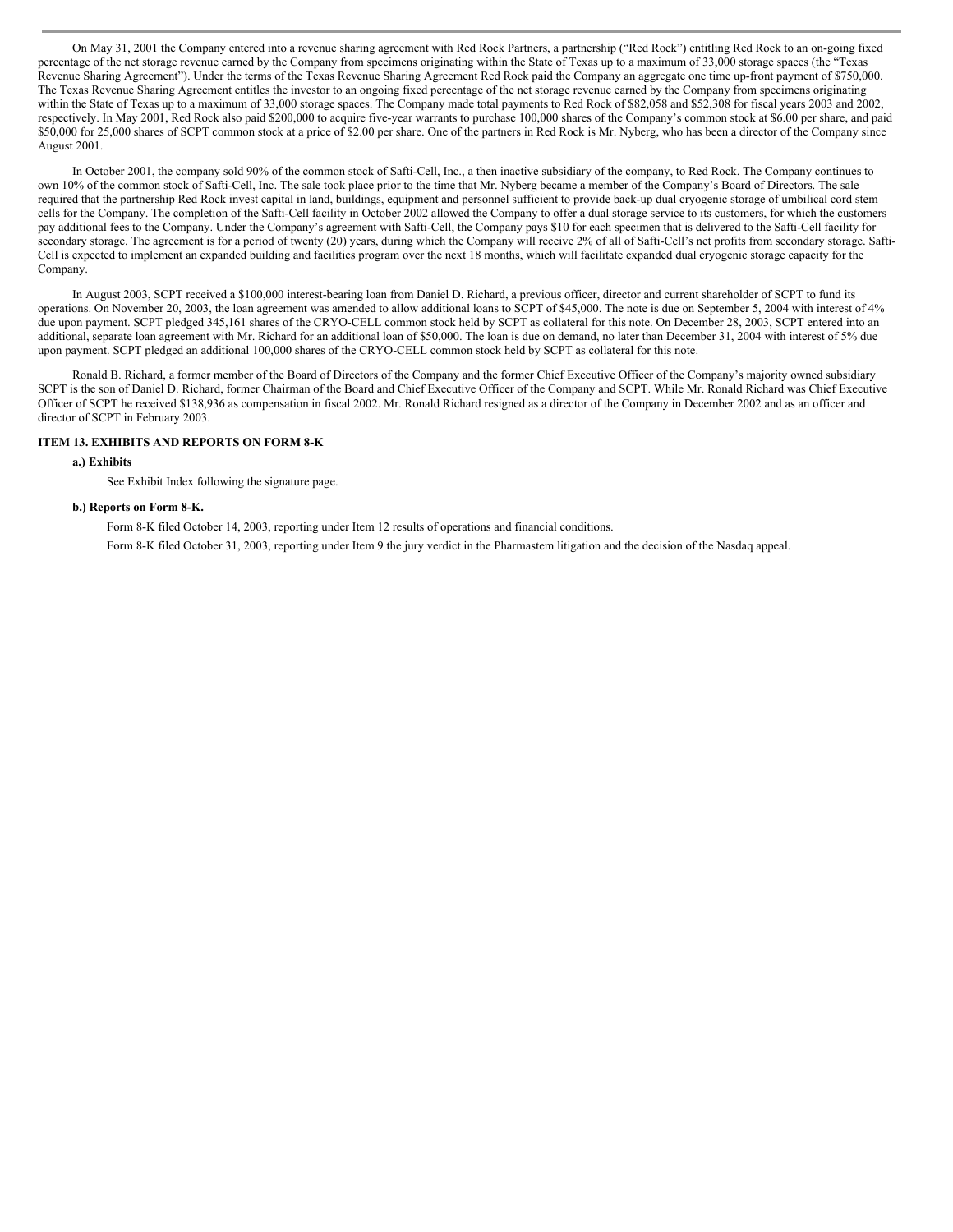On May 31, 2001 the Company entered into a revenue sharing agreement with Red Rock Partners, a partnership ("Red Rock") entitling Red Rock to an on-going fixed percentage of the net storage revenue earned by the Company from specimens originating within the State of Texas up to a maximum of 33,000 storage spaces (the "Texas Revenue Sharing Agreement"). Under the terms of the Texas Revenue Sharing Agreement Red Rock paid the Company an aggregate one time up-front payment of $750,000. The Texas Revenue Sharing Agreement entitles the investor to an ongoing fixed percentage of the net storage revenue earned by the Company from specimens originating within the State of Texas up to a maximum of 33,000 storage spaces. The Company made total payments to Red Rock of $82,058 and $52,308 for fiscal years 2003 and 2002, respectively. In May 2001, Red Rock also paid $200,000 to acquire five-year warrants to purchase 100,000 shares of the Company's common stock at $6.00 per share, and paid $50,000 for 25,000 shares of SCPT common stock at a price of $2.00 per share. One of the partners in Red Rock is Mr. Nyberg, who has been a director of the Company since August 2001.

In October 2001, the company sold 90% of the common stock of Safti-Cell, Inc., a then inactive subsidiary of the company, to Red Rock. The Company continues to own 10% of the common stock of Safti-Cell, Inc. The sale took place prior to the time that Mr. Nyberg became a member of the Company's Board of Directors. The sale required that the partnership Red Rock invest capital in land, buildings, equipment and personnel sufficient to provide back-up dual cryogenic storage of umbilical cord stem cells for the Company. The completion of the Safti-Cell facility in October 2002 allowed the Company to offer a dual storage service to its customers, for which the customers pay additional fees to the Company. Under the Company's agreement with Safti-Cell, the Company pays $10 for each specimen that is delivered to the Safti-Cell facility for secondary storage. The agreement is for a period of twenty (20) years, during which the Company will receive 2% of all of Safti-Cell's net profits from secondary storage. Safti-Cell is expected to implement an expanded building and facilities program over the next 18 months, which will facilitate expanded dual cryogenic storage capacity for the Company.

In August 2003, SCPT received a $100,000 interest-bearing loan from Daniel D. Richard, a previous officer, director and current shareholder of SCPT to fund its operations. On November 20, 2003, the loan agreement was amended to allow additional loans to SCPT of $45,000. The note is due on September 5, 2004 with interest of 4% due upon payment. SCPT pledged 345,161 shares of the CRYO-CELL common stock held by SCPT as collateral for this note. On December 28, 2003, SCPT entered into an additional, separate loan agreement with Mr. Richard for an additional loan of $50,000. The loan is due on demand, no later than December 31, 2004 with interest of 5% due upon payment. SCPT pledged an additional 100,000 shares of the CRYO-CELL common stock held by SCPT as collateral for this note.

Ronald B. Richard, a former member of the Board of Directors of the Company and the former Chief Executive Officer of the Company's majority owned subsidiary SCPT is the son of Daniel D. Richard, former Chairman of the Board and Chief Executive Officer of the Company and SCPT. While Mr. Ronald Richard was Chief Executive Officer of SCPT he received $138,936 as compensation in fiscal 2002. Mr. Ronald Richard resigned as a director of the Company in December 2002 and as an officer and director of SCPT in February 2003.

### ITEM 13. EXHIBITS AND REPORTS ON FORM 8-K

**a.) Exhibits**

See Exhibit Index following the signature page.

**b.) Reports on Form 8-K.**

Form 8-K filed October 14, 2003, reporting under Item 12 results of operations and financial conditions.

Form 8-K filed October 31, 2003, reporting under Item 9 the jury verdict in the Pharmastem litigation and the decision of the Nasdaq appeal.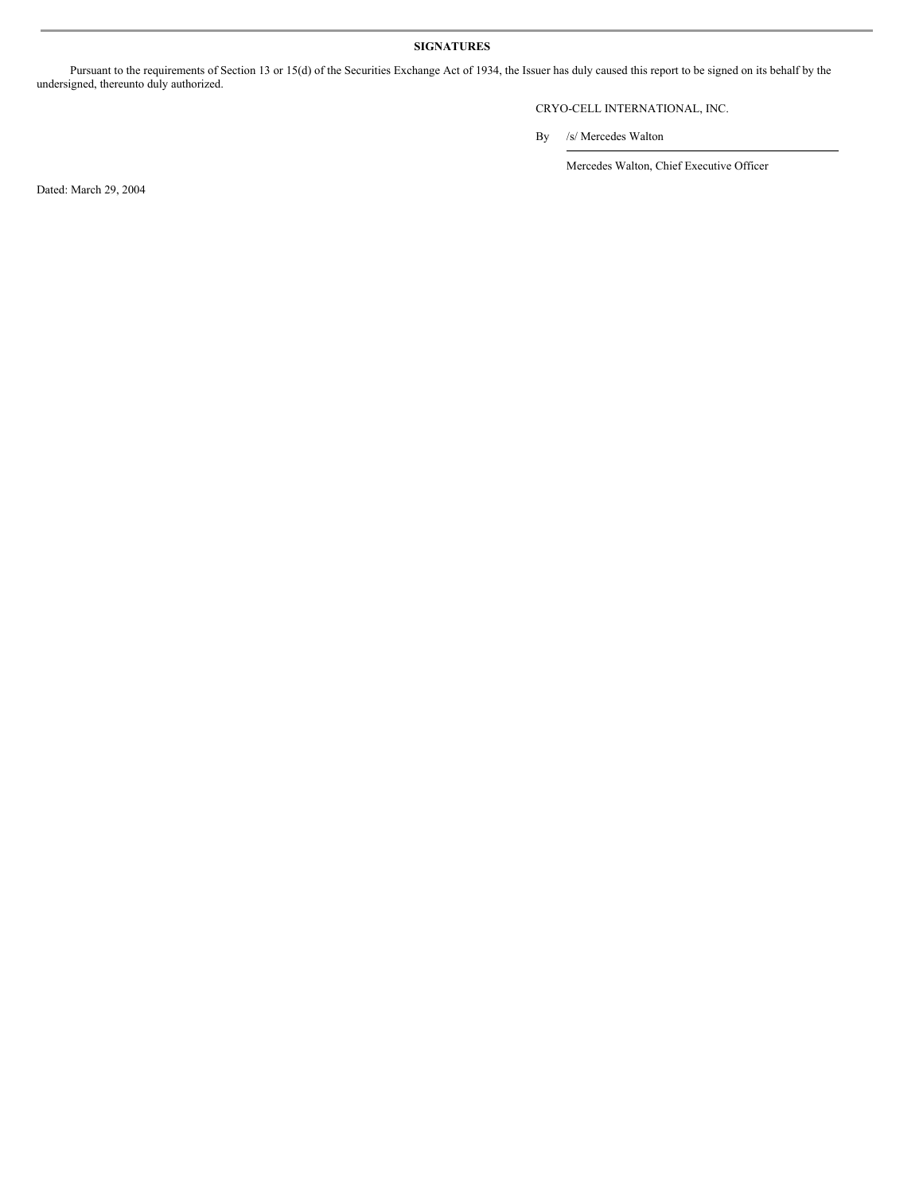**SIGNATURES**

Pursuant to the requirements of Section 13 or 15(d) of the Securities Exchange Act of 1934, the Issuer has duly caused this report to be signed on its behalf by the undersigned, thereunto duly authorized.

CRYO-CELL INTERNATIONAL, INC.

By /s/ Mercedes Walton

Mercedes Walton, Chief Executive Officer

Dated: March 29, 2004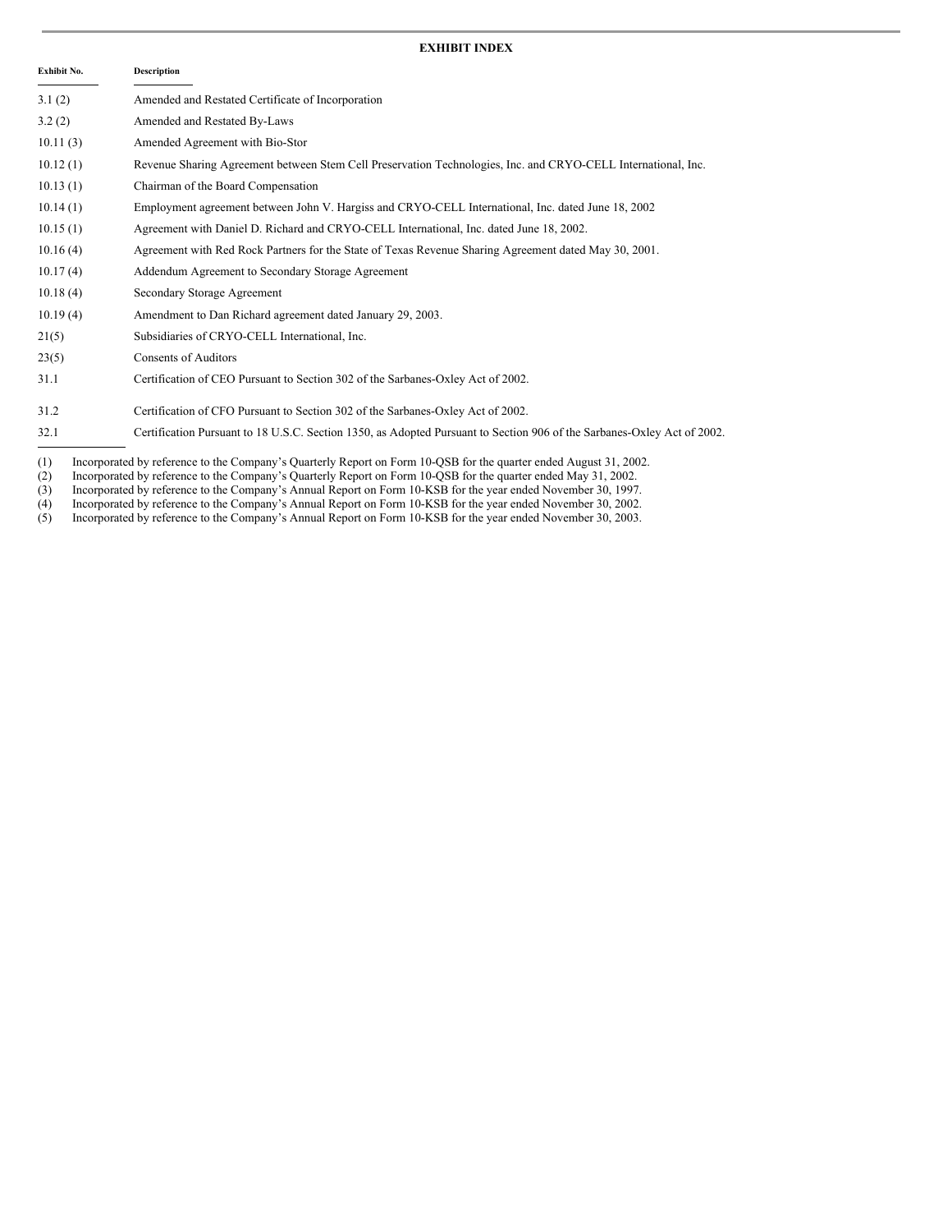## EXHIBIT INDEX

| Exhibit No. | Description |
|---|---|
| 3.1 (2) | Amended and Restated Certificate of Incorporation |
| 3.2 (2) | Amended and Restated By-Laws |
| 10.11 (3) | Amended Agreement with Bio-Stor |
| 10.12 (1) | Revenue Sharing Agreement between Stem Cell Preservation Technologies, Inc. and CRYO-CELL International, Inc. |
| 10.13 (1) | Chairman of the Board Compensation |
| 10.14 (1) | Employment agreement between John V. Hargiss and CRYO-CELL International, Inc. dated June 18, 2002 |
| 10.15 (1) | Agreement with Daniel D. Richard and CRYO-CELL International, Inc. dated June 18, 2002. |
| 10.16 (4) | Agreement with Red Rock Partners for the State of Texas Revenue Sharing Agreement dated May 30, 2001. |
| 10.17 (4) | Addendum Agreement to Secondary Storage Agreement |
| 10.18 (4) | Secondary Storage Agreement |
| 10.19 (4) | Amendment to Dan Richard agreement dated January 29, 2003. |
| 21(5) | Subsidiaries of CRYO-CELL International, Inc. |
| 23(5) | Consents of Auditors |
| 31.1 | Certification of CEO Pursuant to Section 302 of the Sarbanes-Oxley Act of 2002. |
| 31.2 | Certification of CFO Pursuant to Section 302 of the Sarbanes-Oxley Act of 2002. |
| 32.1 | Certification Pursuant to 18 U.S.C. Section 1350, as Adopted Pursuant to Section 906 of the Sarbanes-Oxley Act of 2002. |

(1) Incorporated by reference to the Company's Quarterly Report on Form 10-QSB for the quarter ended August 31, 2002.
(2) Incorporated by reference to the Company's Quarterly Report on Form 10-QSB for the quarter ended May 31, 2002.
(3) Incorporated by reference to the Company's Annual Report on Form 10-KSB for the year ended November 30, 1997.
(4) Incorporated by reference to the Company's Annual Report on Form 10-KSB for the year ended November 30, 2002.
(5) Incorporated by reference to the Company's Annual Report on Form 10-KSB for the year ended November 30, 2003.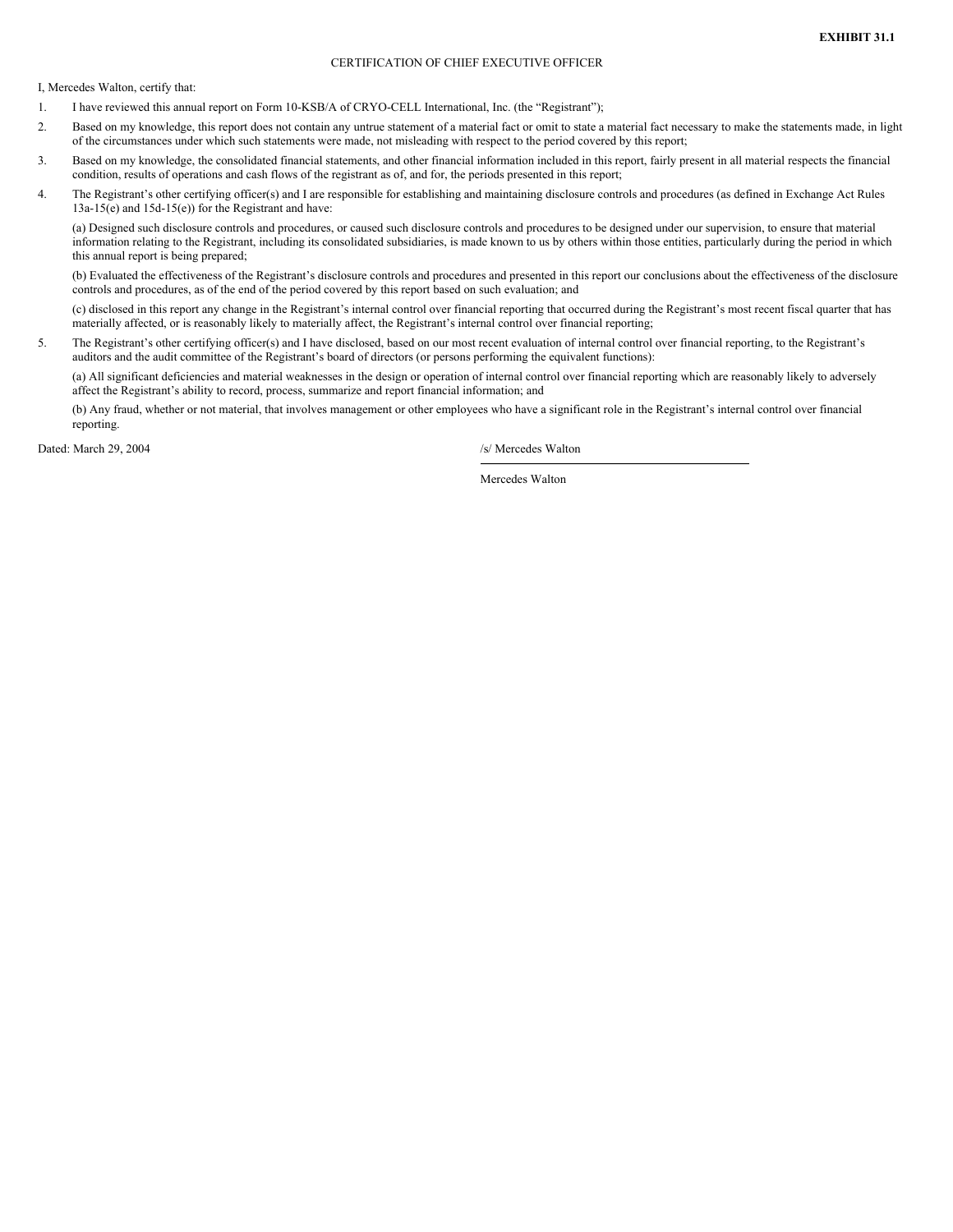**EXHIBIT 31.1**

CERTIFICATION OF CHIEF EXECUTIVE OFFICER

I, Mercedes Walton, certify that:

1. I have reviewed this annual report on Form 10-KSB/A of CRYO-CELL International, Inc. (the "Registrant");

2. Based on my knowledge, this report does not contain any untrue statement of a material fact or omit to state a material fact necessary to make the statements made, in light of the circumstances under which such statements were made, not misleading with respect to the period covered by this report;

3. Based on my knowledge, the consolidated financial statements, and other financial information included in this report, fairly present in all material respects the financial condition, results of operations and cash flows of the registrant as of, and for, the periods presented in this report;

4. The Registrant's other certifying officer(s) and I are responsible for establishing and maintaining disclosure controls and procedures (as defined in Exchange Act Rules 13a-15(e) and 15d-15(e)) for the Registrant and have:

   (a) Designed such disclosure controls and procedures, or caused such disclosure controls and procedures to be designed under our supervision, to ensure that material information relating to the Registrant, including its consolidated subsidiaries, is made known to us by others within those entities, particularly during the period in which this annual report is being prepared;

   (b) Evaluated the effectiveness of the Registrant's disclosure controls and procedures and presented in this report our conclusions about the effectiveness of the disclosure controls and procedures, as of the end of the period covered by this report based on such evaluation; and

   (c) disclosed in this report any change in the Registrant's internal control over financial reporting that occurred during the Registrant's most recent fiscal quarter that has materially affected, or is reasonably likely to materially affect, the Registrant's internal control over financial reporting;

5. The Registrant's other certifying officer(s) and I have disclosed, based on our most recent evaluation of internal control over financial reporting, to the Registrant's auditors and the audit committee of the Registrant's board of directors (or persons performing the equivalent functions):

   (a) All significant deficiencies and material weaknesses in the design or operation of internal control over financial reporting which are reasonably likely to adversely affect the Registrant's ability to record, process, summarize and report financial information; and

   (b) Any fraud, whether or not material, that involves management or other employees who have a significant role in the Registrant's internal control over financial reporting.

Dated: March 29, 2004

/s/ Mercedes Walton

Mercedes Walton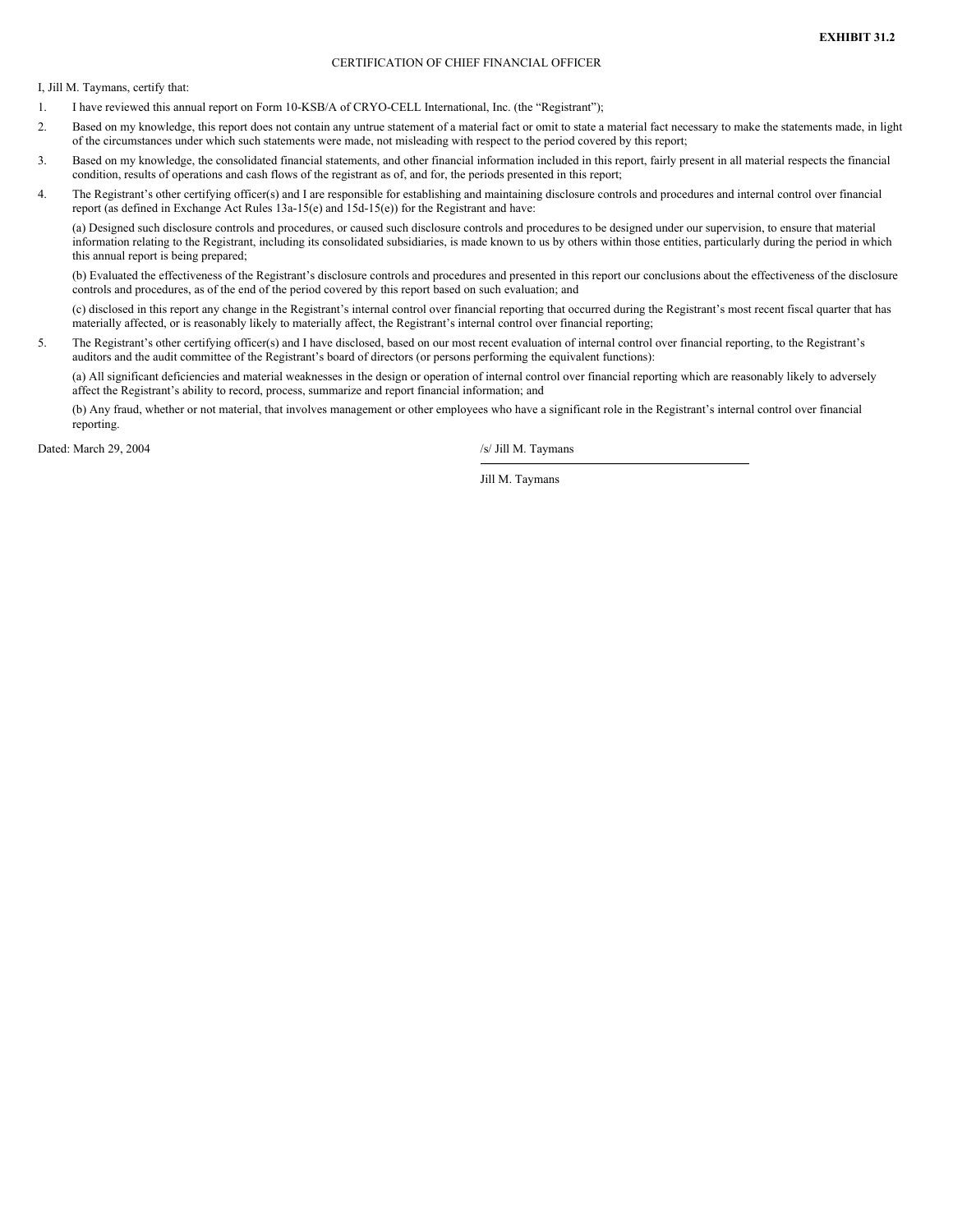**EXHIBIT 31.2**

CERTIFICATION OF CHIEF FINANCIAL OFFICER

I, Jill M. Taymans, certify that:

1. I have reviewed this annual report on Form 10-KSB/A of CRYO-CELL International, Inc. (the "Registrant");
2. Based on my knowledge, this report does not contain any untrue statement of a material fact or omit to state a material fact necessary to make the statements made, in light of the circumstances under which such statements were made, not misleading with respect to the period covered by this report;
3. Based on my knowledge, the consolidated financial statements, and other financial information included in this report, fairly present in all material respects the financial condition, results of operations and cash flows of the registrant as of, and for, the periods presented in this report;
4. The Registrant's other certifying officer(s) and I are responsible for establishing and maintaining disclosure controls and procedures and internal control over financial report (as defined in Exchange Act Rules 13a-15(e) and 15d-15(e)) for the Registrant and have:

   (a) Designed such disclosure controls and procedures, or caused such disclosure controls and procedures to be designed under our supervision, to ensure that material information relating to the Registrant, including its consolidated subsidiaries, is made known to us by others within those entities, particularly during the period in which this annual report is being prepared;

   (b) Evaluated the effectiveness of the Registrant's disclosure controls and procedures and presented in this report our conclusions about the effectiveness of the disclosure controls and procedures, as of the end of the period covered by this report based on such evaluation; and

   (c) disclosed in this report any change in the Registrant's internal control over financial reporting that occurred during the Registrant's most recent fiscal quarter that has materially affected, or is reasonably likely to materially affect, the Registrant's internal control over financial reporting;
5. The Registrant's other certifying officer(s) and I have disclosed, based on our most recent evaluation of internal control over financial reporting, to the Registrant's auditors and the audit committee of the Registrant's board of directors (or persons performing the equivalent functions):

   (a) All significant deficiencies and material weaknesses in the design or operation of internal control over financial reporting which are reasonably likely to adversely affect the Registrant's ability to record, process, summarize and report financial information; and

   (b) Any fraud, whether or not material, that involves management or other employees who have a significant role in the Registrant's internal control over financial reporting.

Dated: March 29, 2004

/s/ Jill M. Taymans

Jill M. Taymans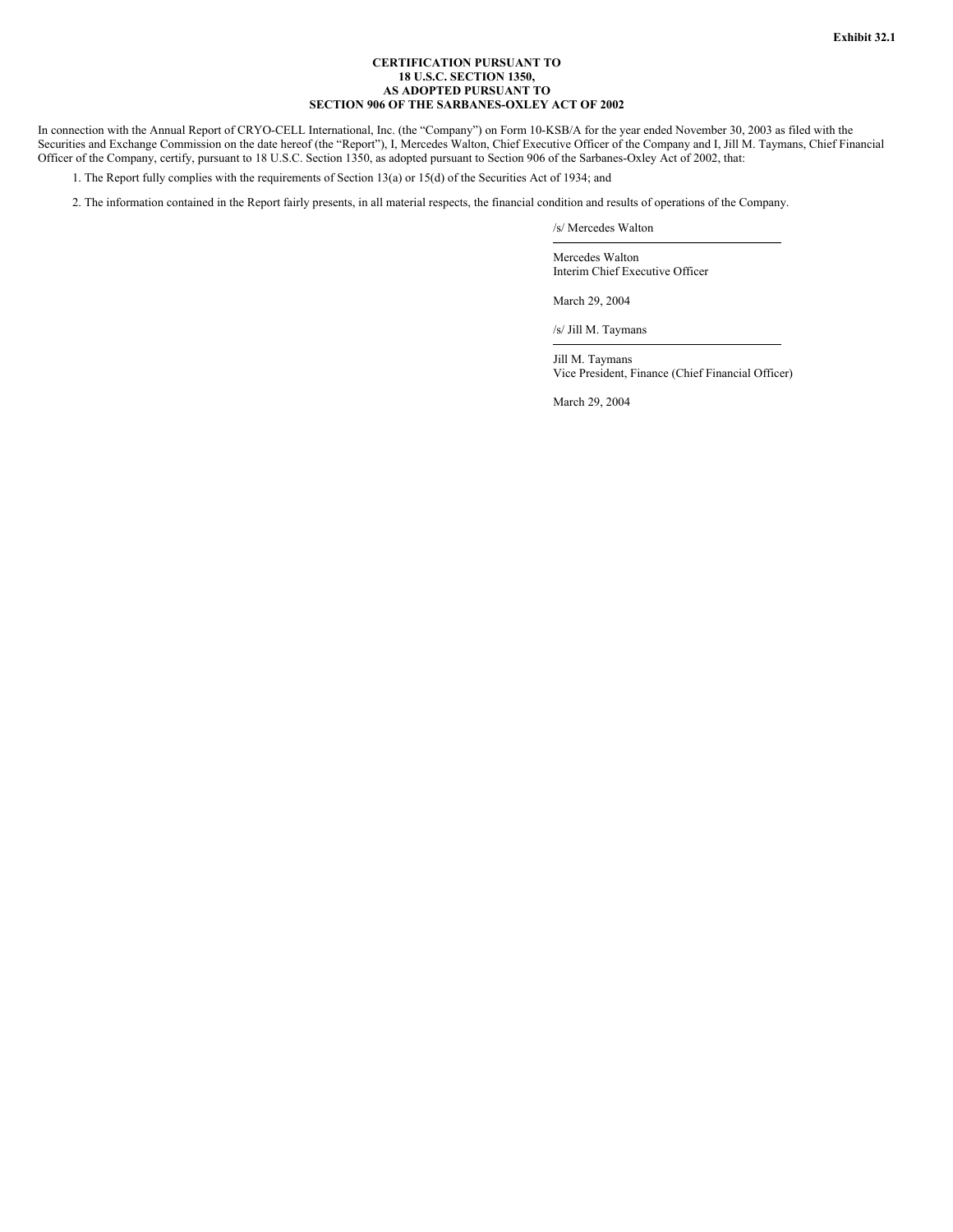Exhibit 32.1

**CERTIFICATION PURSUANT TO**
**18 U.S.C. SECTION 1350,**
**AS ADOPTED PURSUANT TO**
**SECTION 906 OF THE SARBANES-OXLEY ACT OF 2002**

In connection with the Annual Report of CRYO-CELL International, Inc. (the “Company”) on Form 10-KSB/A for the year ended November 30, 2003 as filed with the Securities and Exchange Commission on the date hereof (the “Report”), I, Mercedes Walton, Chief Executive Officer of the Company and I, Jill M. Taymans, Chief Financial Officer of the Company, certify, pursuant to 18 U.S.C. Section 1350, as adopted pursuant to Section 906 of the Sarbanes-Oxley Act of 2002, that:

1. The Report fully complies with the requirements of Section 13(a) or 15(d) of the Securities Act of 1934; and

2. The information contained in the Report fairly presents, in all material respects, the financial condition and results of operations of the Company.

/s/ Mercedes Walton

Mercedes Walton
Interim Chief Executive Officer

March 29, 2004

/s/ Jill M. Taymans

Jill M. Taymans
Vice President, Finance (Chief Financial Officer)

March 29, 2004